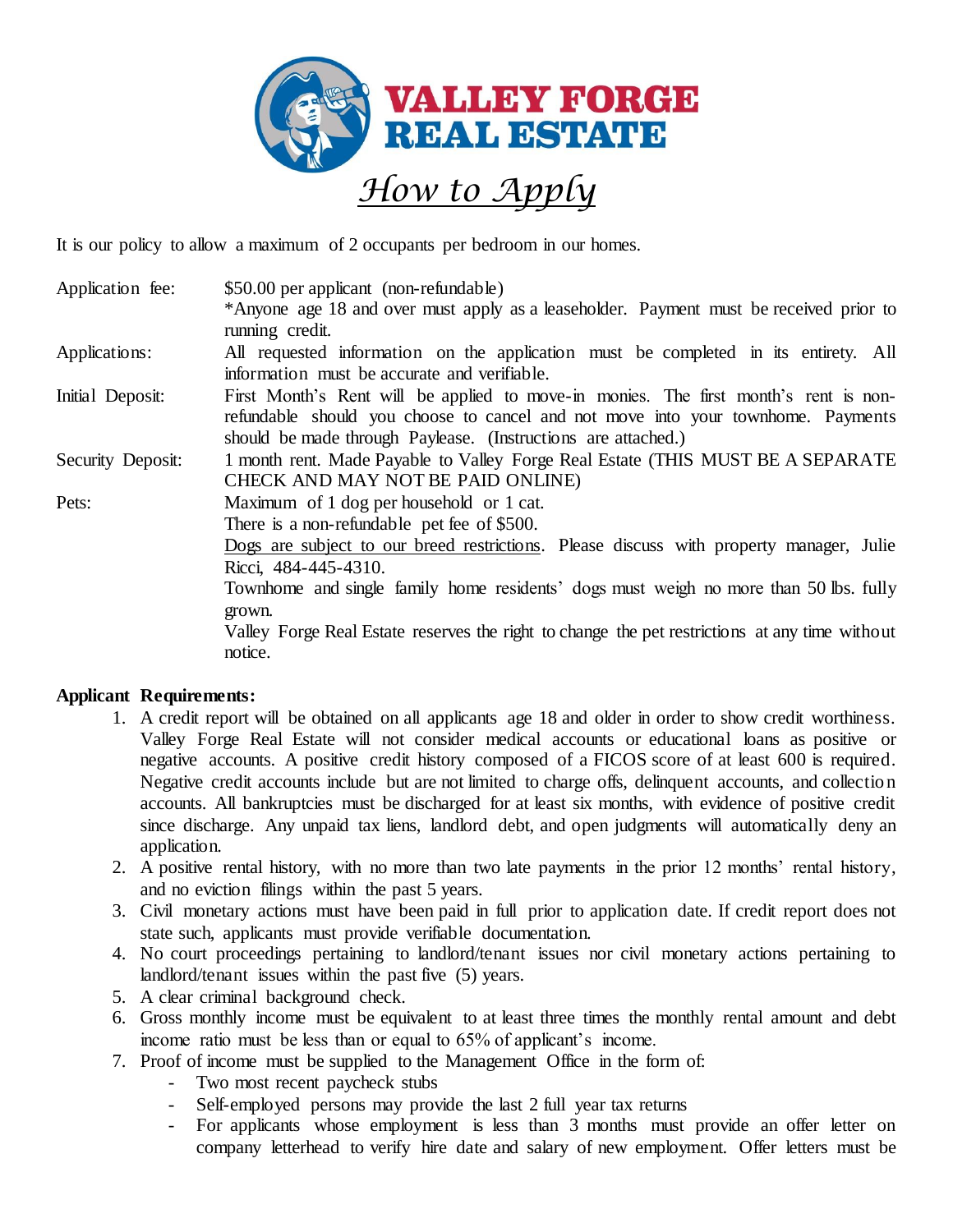# VALLEY FORGE REAL ESTATE

## *How to Apply*

It is our policy to allow a maximum of 2 occupants per bedroom in our homes.

| | |
|---|---|
| Application fee: | $50.00 per applicant (non-refundable)<br>*Anyone age 18 and over must apply as a leaseholder. Payment must be received prior to running credit. |
| Applications: | All requested information on the application must be completed in its entirety. All information must be accurate and verifiable. |
| Initial Deposit: | First Month's Rent will be applied to move-in monies. The first month's rent is non-refundable should you choose to cancel and not move into your townhome. Payments should be made through Paylease. (Instructions are attached.) |
| Security Deposit: | 1 month rent. Made Payable to Valley Forge Real Estate (THIS MUST BE A SEPARATE CHECK AND MAY NOT BE PAID ONLINE) |
| Pets: | Maximum of 1 dog per household or 1 cat.<br>There is a non-refundable pet fee of $500.<br><u>Dogs are subject to our breed restrictions</u>. Please discuss with property manager, Julie Ricci, 484-445-4310.<br>Townhome and single family home residents' dogs must weigh no more than 50 lbs. fully grown.<br>Valley Forge Real Estate reserves the right to change the pet restrictions at any time without notice. |

**Applicant Requirements:**

1. A credit report will be obtained on all applicants age 18 and older in order to show credit worthiness. Valley Forge Real Estate will not consider medical accounts or educational loans as positive or negative accounts. A positive credit history composed of a FICOS score of at least 600 is required. Negative credit accounts include but are not limited to charge offs, delinquent accounts, and collection accounts. All bankruptcies must be discharged for at least six months, with evidence of positive credit since discharge. Any unpaid tax liens, landlord debt, and open judgments will automatically deny an application.
2. A positive rental history, with no more than two late payments in the prior 12 months' rental history, and no eviction filings within the past 5 years.
3. Civil monetary actions must have been paid in full prior to application date. If credit report does not state such, applicants must provide verifiable documentation.
4. No court proceedings pertaining to landlord/tenant issues nor civil monetary actions pertaining to landlord/tenant issues within the past five (5) years.
5. A clear criminal background check.
6. Gross monthly income must be equivalent to at least three times the monthly rental amount and debt income ratio must be less than or equal to 65% of applicant's income.
7. Proof of income must be supplied to the Management Office in the form of:
   - Two most recent paycheck stubs
   - Self-employed persons may provide the last 2 full year tax returns
   - For applicants whose employment is less than 3 months must provide an offer letter on company letterhead to verify hire date and salary of new employment. Offer letters must be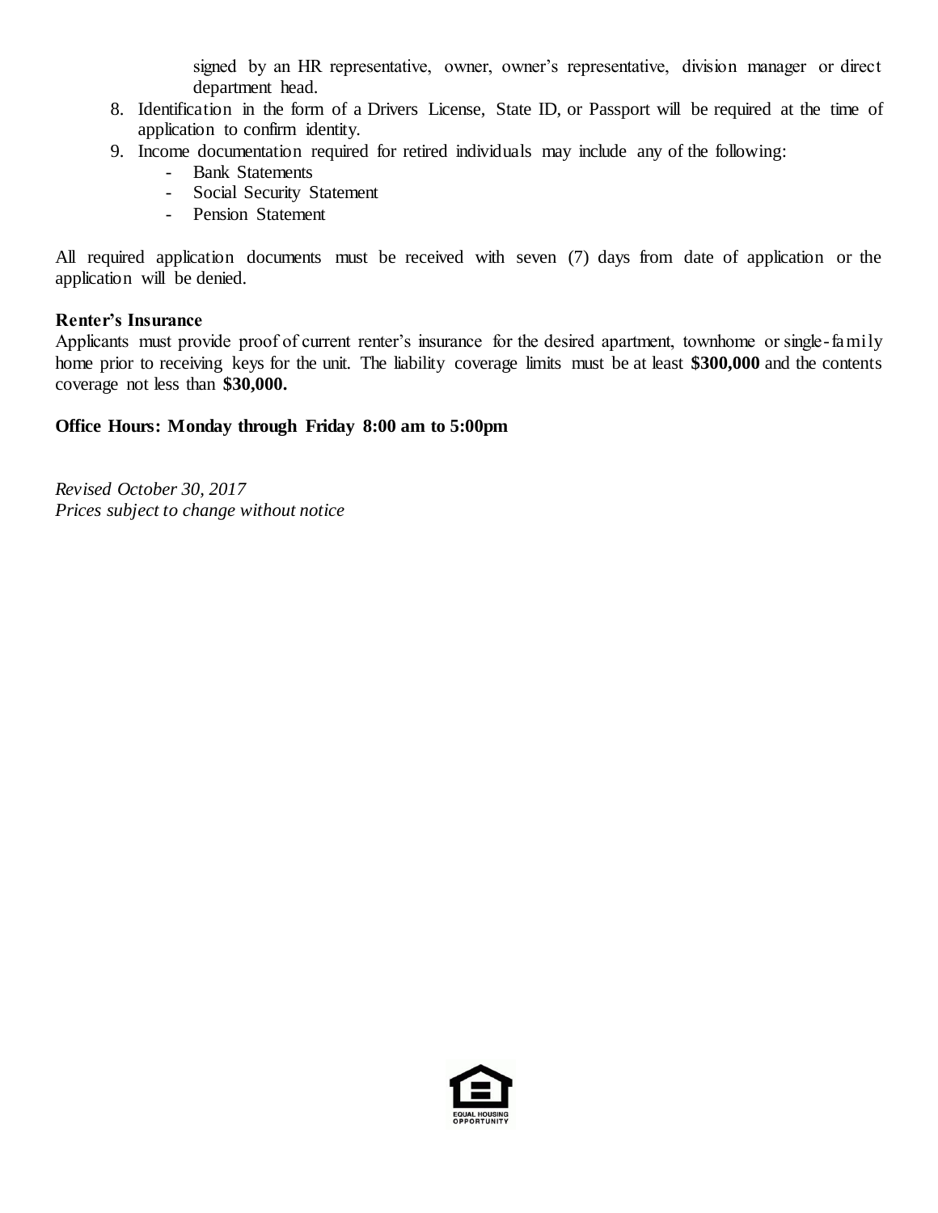signed by an HR representative, owner, owner's representative, division manager or direct department head.

8. Identification in the form of a Drivers License, State ID, or Passport will be required at the time of application to confirm identity.
9. Income documentation required for retired individuals may include any of the following:
   - Bank Statements
   - Social Security Statement
   - Pension Statement

All required application documents must be received with seven (7) days from date of application or the application will be denied.

**Renter's Insurance**

Applicants must provide proof of current renter's insurance for the desired apartment, townhome or single-family home prior to receiving keys for the unit. The liability coverage limits must be at least **$300,000** and the contents coverage not less than **$30,000.**

**Office Hours: Monday through Friday 8:00 am to 5:00pm**

*Revised October 30, 2017*

*Prices subject to change without notice*

EQUAL HOUSING OPPORTUNITY